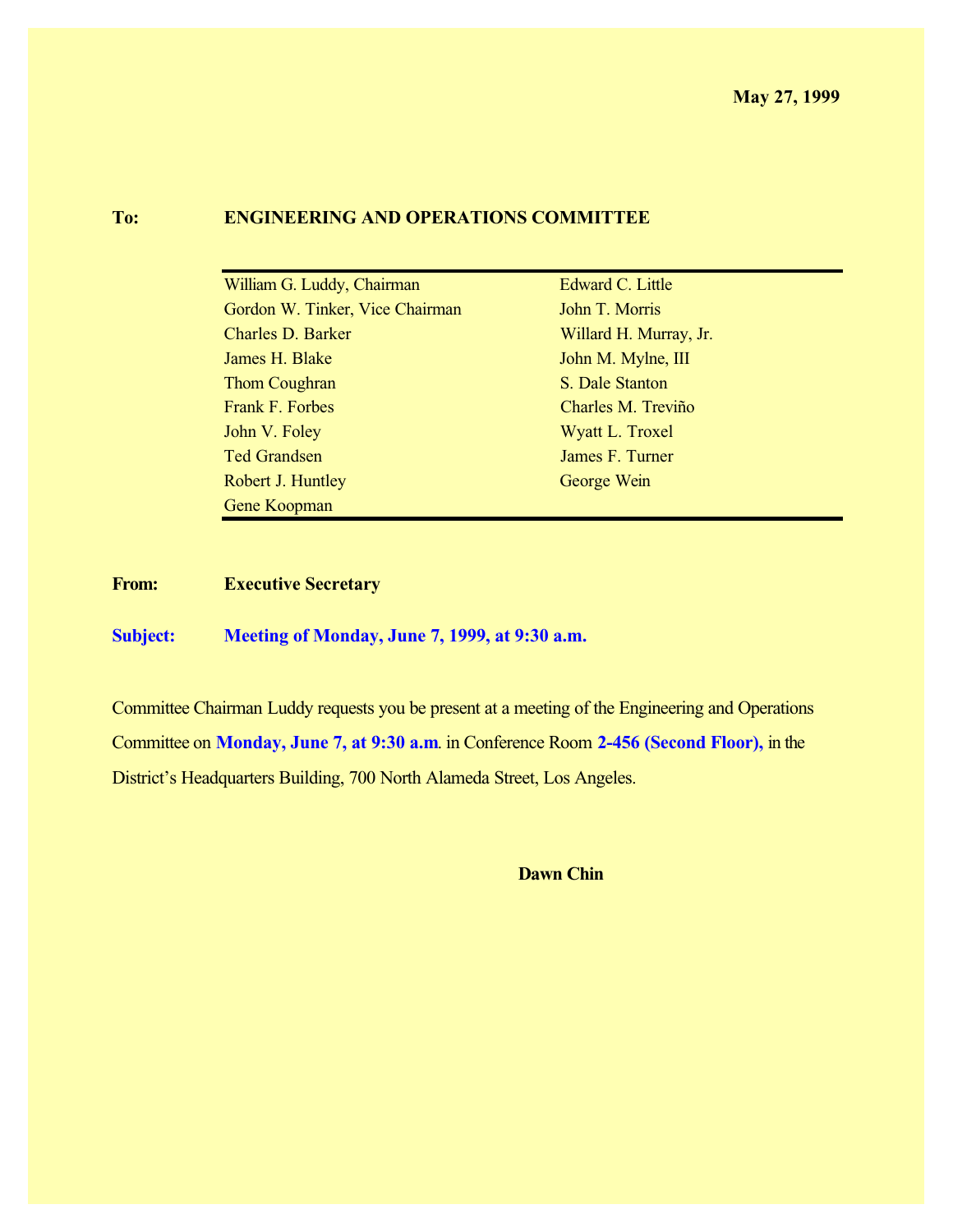**May 27, 1999**

**To:** **ENGINEERING AND OPERATIONS COMMITTEE**

| | |
|---|---|
| William G. Luddy, Chairman | Edward C. Little |
| Gordon W. Tinker, Vice Chairman | John T. Morris |
| Charles D. Barker | Willard H. Murray, Jr. |
| James H. Blake | John M. Mylne, III |
| Thom Coughran | S. Dale Stanton |
| Frank F. Forbes | Charles M. Treviño |
| John V. Foley | Wyatt L. Troxel |
| Ted Grandsen | James F. Turner |
| Robert J. Huntley | George Wein |
| Gene Koopman | |

**From:** **Executive Secretary**

**Subject:** **Meeting of Monday, June 7, 1999, at 9:30 a.m.**

Committee Chairman Luddy requests you be present at a meeting of the Engineering and Operations Committee on **Monday, June 7, at 9:30 a.m**. in Conference Room **2-456 (Second Floor),** in the District's Headquarters Building, 700 North Alameda Street, Los Angeles.

**Dawn Chin**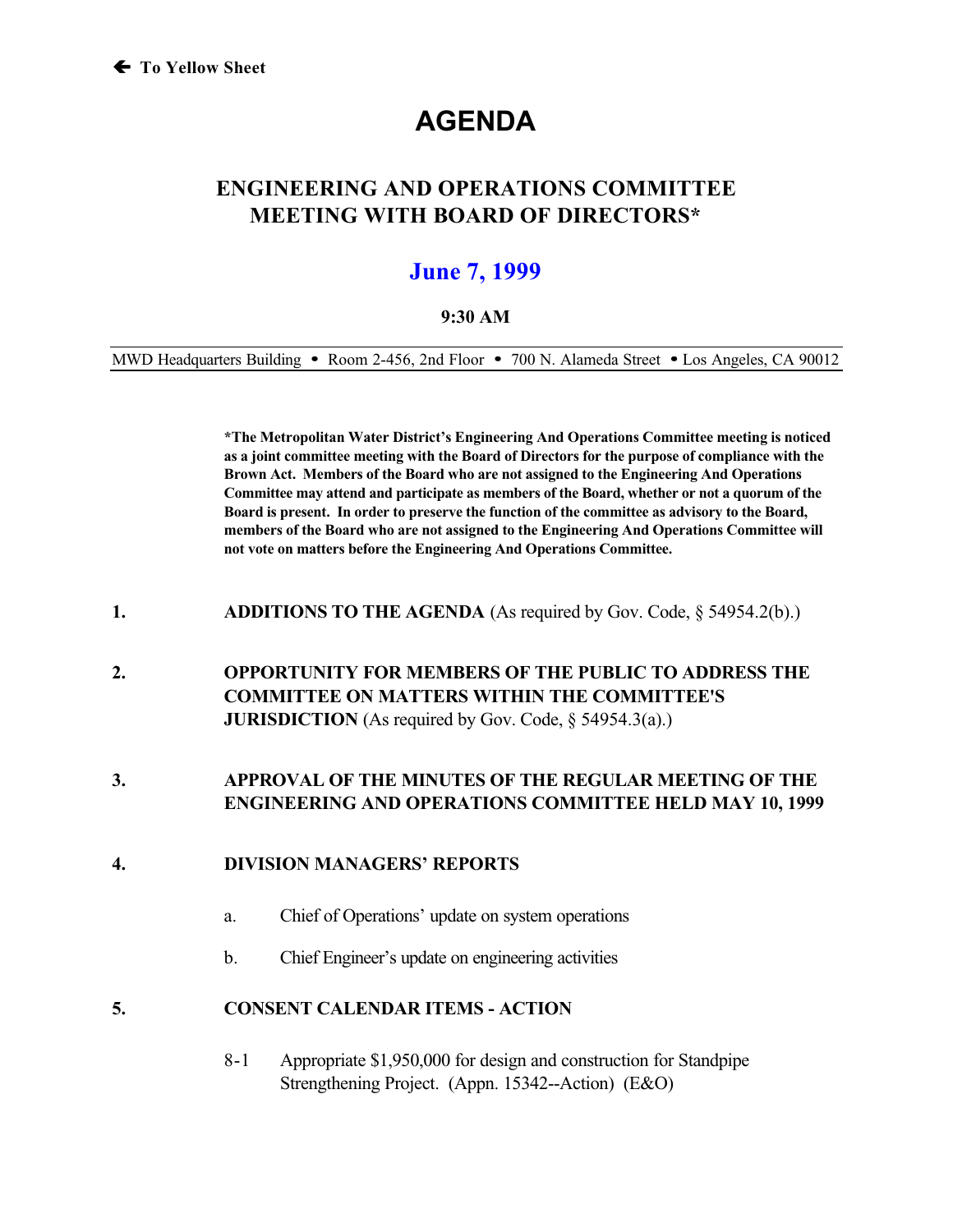🡐 To Yellow Sheet

# AGENDA

## ENGINEERING AND OPERATIONS COMMITTEE MEETING WITH BOARD OF DIRECTORS*

## June 7, 1999

**9:30 AM**

MWD Headquarters Building • Room 2-456, 2nd Floor • 700 N. Alameda Street • Los Angeles, CA 90012

**\*The Metropolitan Water District's Engineering And Operations Committee meeting is noticed as a joint committee meeting with the Board of Directors for the purpose of compliance with the Brown Act. Members of the Board who are not assigned to the Engineering And Operations Committee may attend and participate as members of the Board, whether or not a quorum of the Board is present. In order to preserve the function of the committee as advisory to the Board, members of the Board who are not assigned to the Engineering And Operations Committee will not vote on matters before the Engineering And Operations Committee.**

1. **ADDITIONS TO THE AGENDA** (As required by Gov. Code, § 54954.2(b).)

2. **OPPORTUNITY FOR MEMBERS OF THE PUBLIC TO ADDRESS THE COMMITTEE ON MATTERS WITHIN THE COMMITTEE'S JURISDICTION** (As required by Gov. Code, § 54954.3(a).)

3. **APPROVAL OF THE MINUTES OF THE REGULAR MEETING OF THE ENGINEERING AND OPERATIONS COMMITTEE HELD MAY 10, 1999**

4. **DIVISION MANAGERS' REPORTS**

   a. Chief of Operations' update on system operations

   b. Chief Engineer's update on engineering activities

5. **CONSENT CALENDAR ITEMS - ACTION**

   8-1 Appropriate $1,950,000 for design and construction for Standpipe Strengthening Project. (Appn. 15342--Action) (E&O)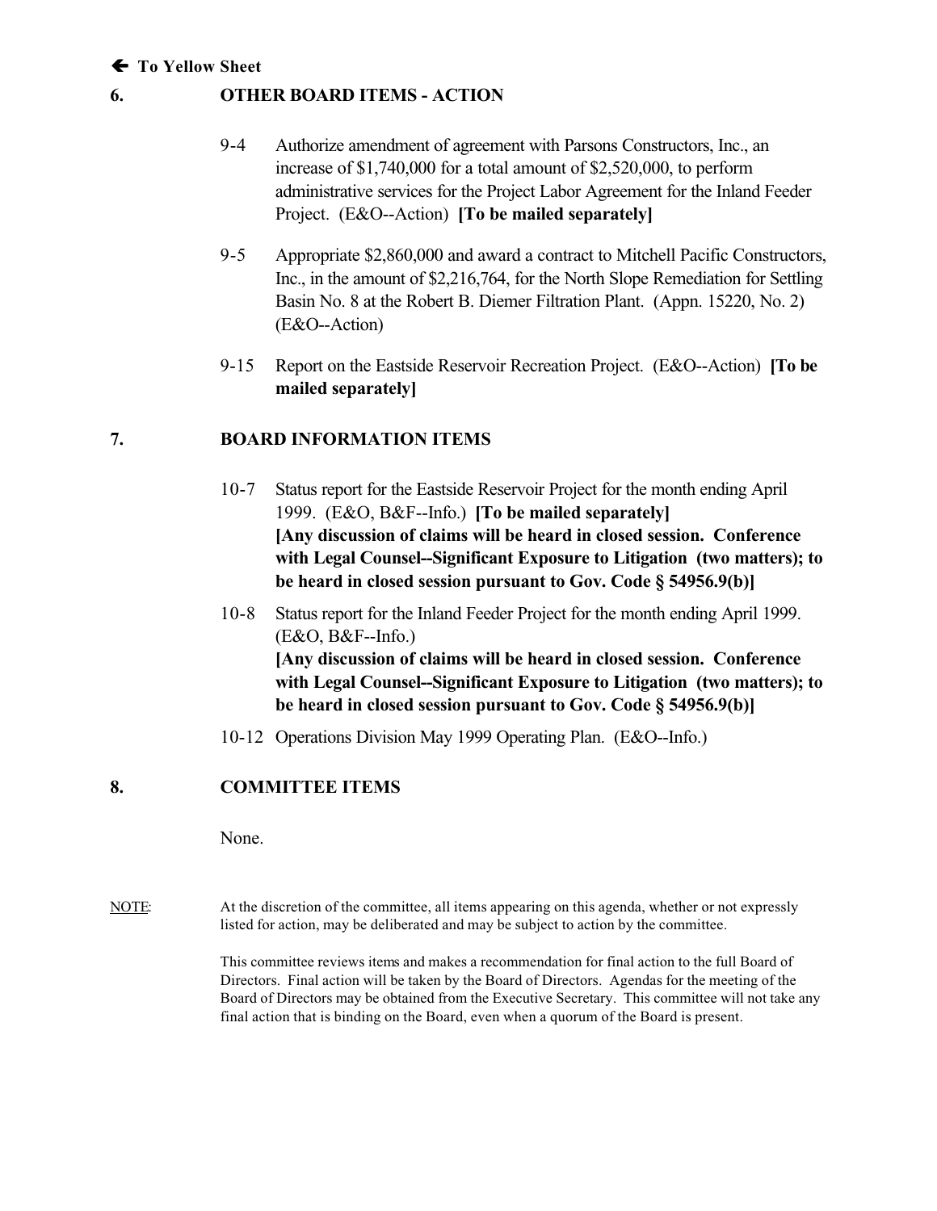🡐 **To Yellow Sheet**

## 6. OTHER BOARD ITEMS - ACTION

9-4 Authorize amendment of agreement with Parsons Constructors, Inc., an increase of $1,740,000 for a total amount of $2,520,000, to perform administrative services for the Project Labor Agreement for the Inland Feeder Project. (E&O--Action) **[To be mailed separately]**

9-5 Appropriate $2,860,000 and award a contract to Mitchell Pacific Constructors, Inc., in the amount of $2,216,764, for the North Slope Remediation for Settling Basin No. 8 at the Robert B. Diemer Filtration Plant. (Appn. 15220, No. 2) (E&O--Action)

9-15 Report on the Eastside Reservoir Recreation Project. (E&O--Action) **[To be mailed separately]**

## 7. BOARD INFORMATION ITEMS

10-7 Status report for the Eastside Reservoir Project for the month ending April 1999. (E&O, B&F--Info.) **[To be mailed separately]**
**[Any discussion of claims will be heard in closed session. Conference with Legal Counsel--Significant Exposure to Litigation (two matters); to be heard in closed session pursuant to Gov. Code § 54956.9(b)]**

10-8 Status report for the Inland Feeder Project for the month ending April 1999. (E&O, B&F--Info.)
**[Any discussion of claims will be heard in closed session. Conference with Legal Counsel--Significant Exposure to Litigation (two matters); to be heard in closed session pursuant to Gov. Code § 54956.9(b)]**

10-12 Operations Division May 1999 Operating Plan. (E&O--Info.)

## 8. COMMITTEE ITEMS

None.

NOTE: At the discretion of the committee, all items appearing on this agenda, whether or not expressly listed for action, may be deliberated and may be subject to action by the committee.

This committee reviews items and makes a recommendation for final action to the full Board of Directors. Final action will be taken by the Board of Directors. Agendas for the meeting of the Board of Directors may be obtained from the Executive Secretary. This committee will not take any final action that is binding on the Board, even when a quorum of the Board is present.